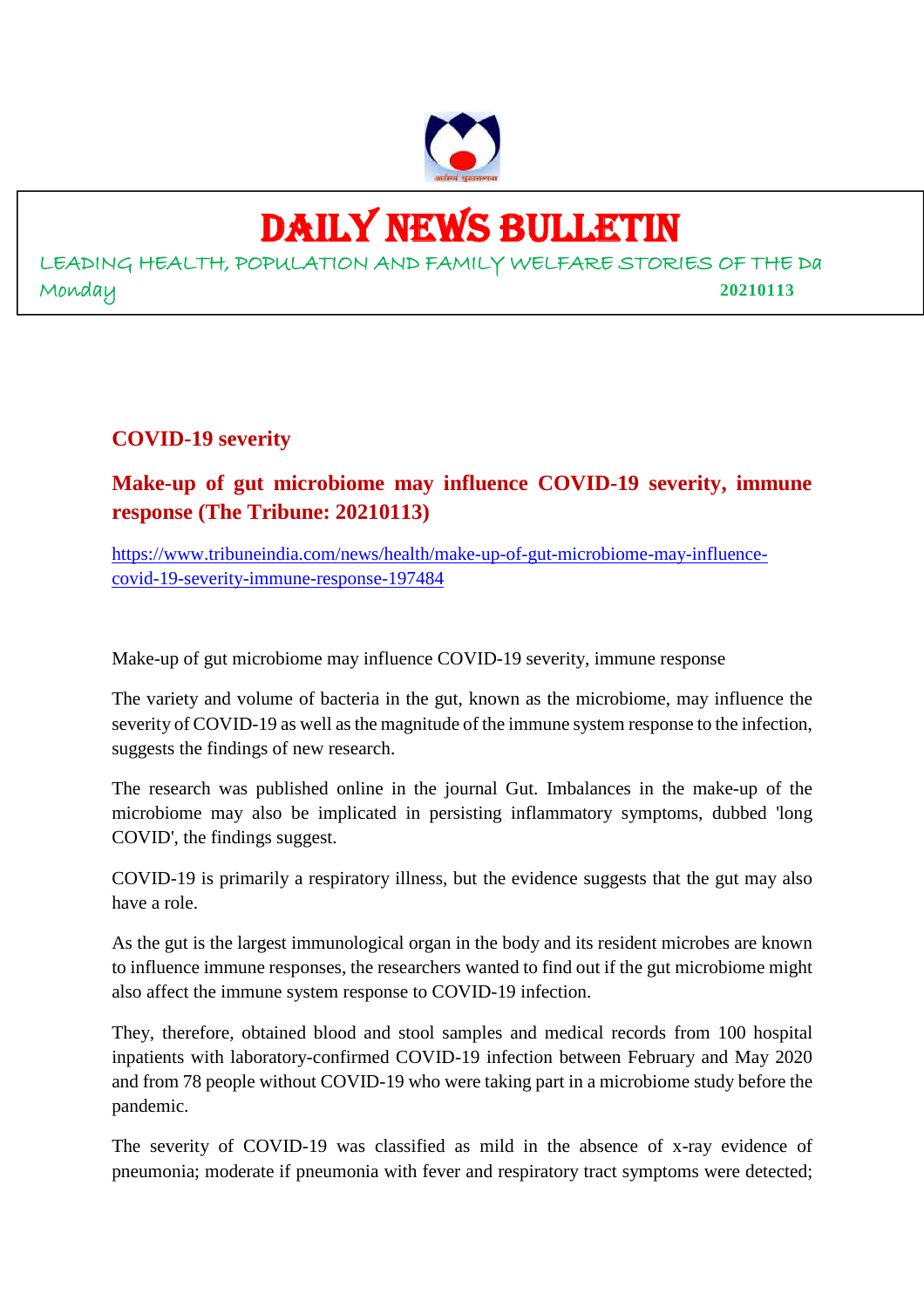# DAILY NEWS BULLETIN

LEADING HEALTH, POPULATION AND FAMILY WELFARE STORIES OF THE Da

Monday **20210113**

## COVID-19 severity

### Make-up of gut microbiome may influence COVID-19 severity, immune response (The Tribune: 20210113)

https://www.tribuneindia.com/news/health/make-up-of-gut-microbiome-may-influence-covid-19-severity-immune-response-197484

Make-up of gut microbiome may influence COVID-19 severity, immune response

The variety and volume of bacteria in the gut, known as the microbiome, may influence the severity of COVID-19 as well as the magnitude of the immune system response to the infection, suggests the findings of new research.

The research was published online in the journal Gut. Imbalances in the make-up of the microbiome may also be implicated in persisting inflammatory symptoms, dubbed 'long COVID', the findings suggest.

COVID-19 is primarily a respiratory illness, but the evidence suggests that the gut may also have a role.

As the gut is the largest immunological organ in the body and its resident microbes are known to influence immune responses, the researchers wanted to find out if the gut microbiome might also affect the immune system response to COVID-19 infection.

They, therefore, obtained blood and stool samples and medical records from 100 hospital inpatients with laboratory-confirmed COVID-19 infection between February and May 2020 and from 78 people without COVID-19 who were taking part in a microbiome study before the pandemic.

The severity of COVID-19 was classified as mild in the absence of x-ray evidence of pneumonia; moderate if pneumonia with fever and respiratory tract symptoms were detected;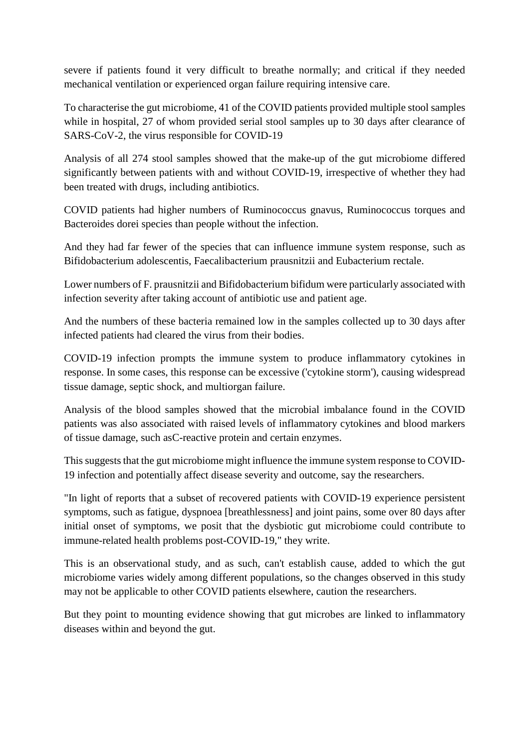severe if patients found it very difficult to breathe normally; and critical if they needed mechanical ventilation or experienced organ failure requiring intensive care.

To characterise the gut microbiome, 41 of the COVID patients provided multiple stool samples while in hospital, 27 of whom provided serial stool samples up to 30 days after clearance of SARS-CoV-2, the virus responsible for COVID-19

Analysis of all 274 stool samples showed that the make-up of the gut microbiome differed significantly between patients with and without COVID-19, irrespective of whether they had been treated with drugs, including antibiotics.

COVID patients had higher numbers of Ruminococcus gnavus, Ruminococcus torques and Bacteroides dorei species than people without the infection.

And they had far fewer of the species that can influence immune system response, such as Bifidobacterium adolescentis, Faecalibacterium prausnitzii and Eubacterium rectale.

Lower numbers of F. prausnitzii and Bifidobacterium bifidum were particularly associated with infection severity after taking account of antibiotic use and patient age.

And the numbers of these bacteria remained low in the samples collected up to 30 days after infected patients had cleared the virus from their bodies.

COVID-19 infection prompts the immune system to produce inflammatory cytokines in response. In some cases, this response can be excessive ('cytokine storm'), causing widespread tissue damage, septic shock, and multiorgan failure.

Analysis of the blood samples showed that the microbial imbalance found in the COVID patients was also associated with raised levels of inflammatory cytokines and blood markers of tissue damage, such asC-reactive protein and certain enzymes.

This suggests that the gut microbiome might influence the immune system response to COVID-19 infection and potentially affect disease severity and outcome, say the researchers.

"In light of reports that a subset of recovered patients with COVID-19 experience persistent symptoms, such as fatigue, dyspnoea [breathlessness] and joint pains, some over 80 days after initial onset of symptoms, we posit that the dysbiotic gut microbiome could contribute to immune-related health problems post-COVID-19," they write.

This is an observational study, and as such, can't establish cause, added to which the gut microbiome varies widely among different populations, so the changes observed in this study may not be applicable to other COVID patients elsewhere, caution the researchers.

But they point to mounting evidence showing that gut microbes are linked to inflammatory diseases within and beyond the gut.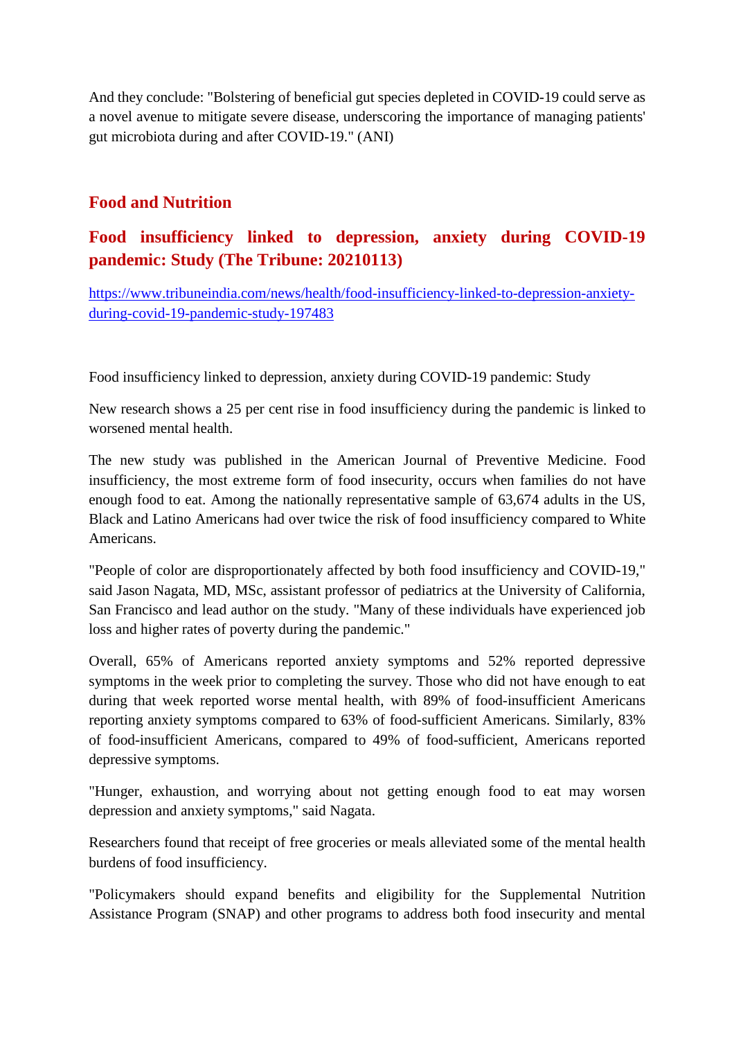And they conclude: "Bolstering of beneficial gut species depleted in COVID-19 could serve as a novel avenue to mitigate severe disease, underscoring the importance of managing patients' gut microbiota during and after COVID-19." (ANI)

## Food and Nutrition

### Food insufficiency linked to depression, anxiety during COVID-19 pandemic: Study (The Tribune: 20210113)

https://www.tribuneindia.com/news/health/food-insufficiency-linked-to-depression-anxiety-during-covid-19-pandemic-study-197483

Food insufficiency linked to depression, anxiety during COVID-19 pandemic: Study

New research shows a 25 per cent rise in food insufficiency during the pandemic is linked to worsened mental health.

The new study was published in the American Journal of Preventive Medicine. Food insufficiency, the most extreme form of food insecurity, occurs when families do not have enough food to eat. Among the nationally representative sample of 63,674 adults in the US, Black and Latino Americans had over twice the risk of food insufficiency compared to White Americans.

"People of color are disproportionately affected by both food insufficiency and COVID-19," said Jason Nagata, MD, MSc, assistant professor of pediatrics at the University of California, San Francisco and lead author on the study. "Many of these individuals have experienced job loss and higher rates of poverty during the pandemic."

Overall, 65% of Americans reported anxiety symptoms and 52% reported depressive symptoms in the week prior to completing the survey. Those who did not have enough to eat during that week reported worse mental health, with 89% of food-insufficient Americans reporting anxiety symptoms compared to 63% of food-sufficient Americans. Similarly, 83% of food-insufficient Americans, compared to 49% of food-sufficient, Americans reported depressive symptoms.

"Hunger, exhaustion, and worrying about not getting enough food to eat may worsen depression and anxiety symptoms," said Nagata.

Researchers found that receipt of free groceries or meals alleviated some of the mental health burdens of food insufficiency.

"Policymakers should expand benefits and eligibility for the Supplemental Nutrition Assistance Program (SNAP) and other programs to address both food insecurity and mental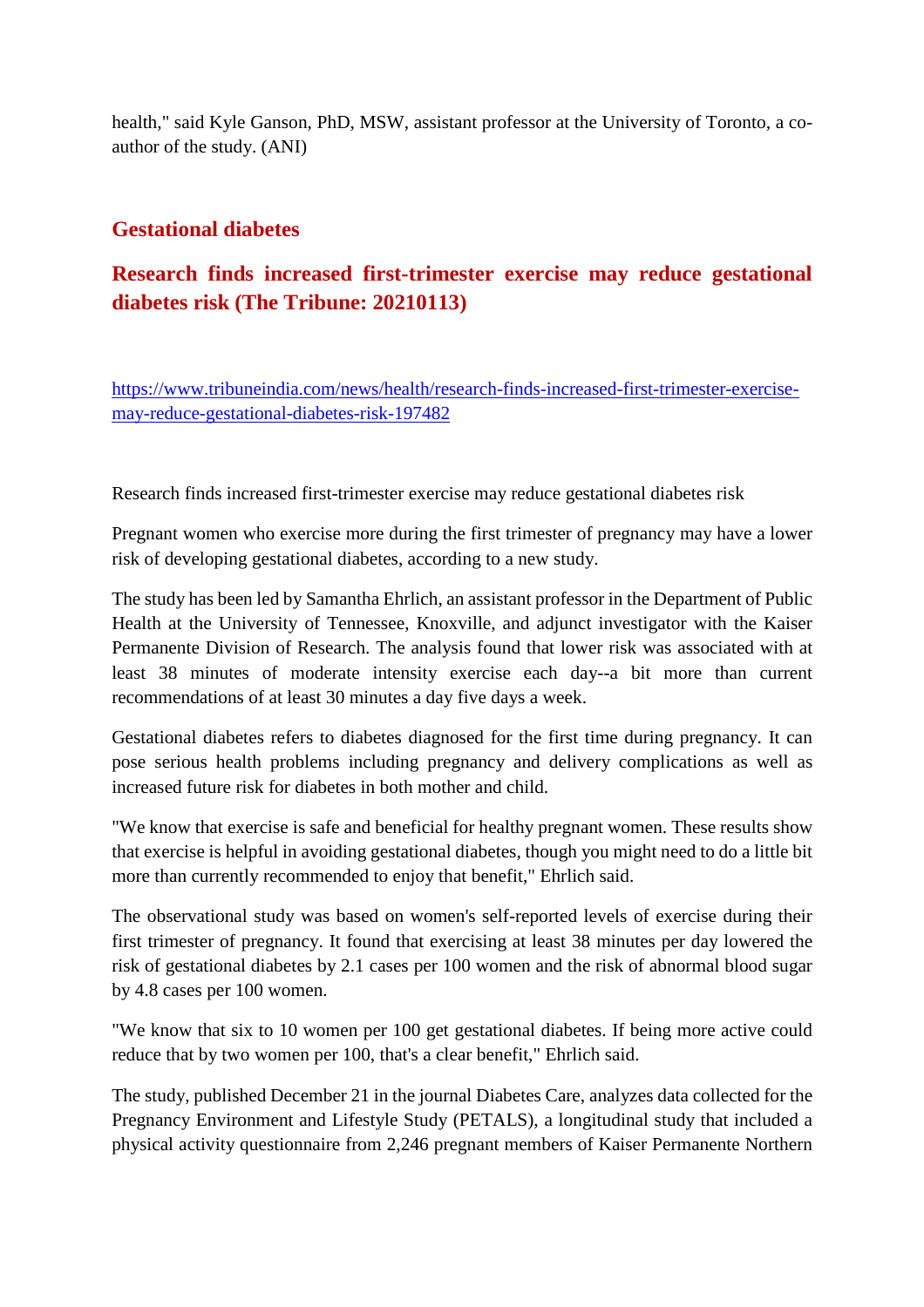health," said Kyle Ganson, PhD, MSW, assistant professor at the University of Toronto, a co-author of the study. (ANI)

## Gestational diabetes

## Research finds increased first-trimester exercise may reduce gestational diabetes risk (The Tribune: 20210113)

https://www.tribuneindia.com/news/health/research-finds-increased-first-trimester-exercise-may-reduce-gestational-diabetes-risk-197482

Research finds increased first-trimester exercise may reduce gestational diabetes risk

Pregnant women who exercise more during the first trimester of pregnancy may have a lower risk of developing gestational diabetes, according to a new study.

The study has been led by Samantha Ehrlich, an assistant professor in the Department of Public Health at the University of Tennessee, Knoxville, and adjunct investigator with the Kaiser Permanente Division of Research. The analysis found that lower risk was associated with at least 38 minutes of moderate intensity exercise each day--a bit more than current recommendations of at least 30 minutes a day five days a week.

Gestational diabetes refers to diabetes diagnosed for the first time during pregnancy. It can pose serious health problems including pregnancy and delivery complications as well as increased future risk for diabetes in both mother and child.

"We know that exercise is safe and beneficial for healthy pregnant women. These results show that exercise is helpful in avoiding gestational diabetes, though you might need to do a little bit more than currently recommended to enjoy that benefit," Ehrlich said.

The observational study was based on women's self-reported levels of exercise during their first trimester of pregnancy. It found that exercising at least 38 minutes per day lowered the risk of gestational diabetes by 2.1 cases per 100 women and the risk of abnormal blood sugar by 4.8 cases per 100 women.

"We know that six to 10 women per 100 get gestational diabetes. If being more active could reduce that by two women per 100, that's a clear benefit," Ehrlich said.

The study, published December 21 in the journal Diabetes Care, analyzes data collected for the Pregnancy Environment and Lifestyle Study (PETALS), a longitudinal study that included a physical activity questionnaire from 2,246 pregnant members of Kaiser Permanente Northern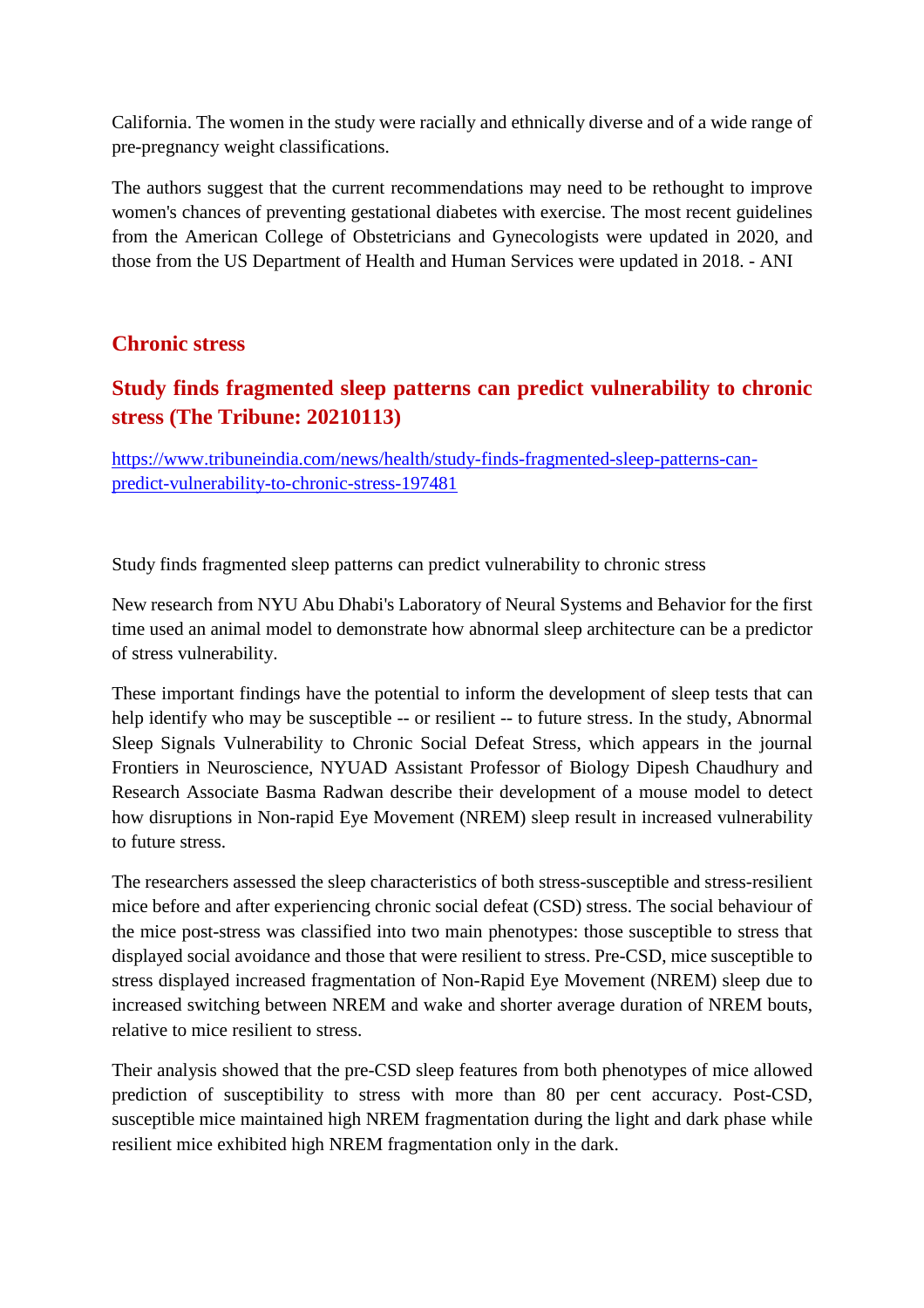California. The women in the study were racially and ethnically diverse and of a wide range of pre-pregnancy weight classifications.

The authors suggest that the current recommendations may need to be rethought to improve women's chances of preventing gestational diabetes with exercise. The most recent guidelines from the American College of Obstetricians and Gynecologists were updated in 2020, and those from the US Department of Health and Human Services were updated in 2018. - ANI

## Chronic stress

### Study finds fragmented sleep patterns can predict vulnerability to chronic stress (The Tribune: 20210113)

https://www.tribuneindia.com/news/health/study-finds-fragmented-sleep-patterns-can-predict-vulnerability-to-chronic-stress-197481

Study finds fragmented sleep patterns can predict vulnerability to chronic stress

New research from NYU Abu Dhabi's Laboratory of Neural Systems and Behavior for the first time used an animal model to demonstrate how abnormal sleep architecture can be a predictor of stress vulnerability.

These important findings have the potential to inform the development of sleep tests that can help identify who may be susceptible -- or resilient -- to future stress. In the study, Abnormal Sleep Signals Vulnerability to Chronic Social Defeat Stress, which appears in the journal Frontiers in Neuroscience, NYUAD Assistant Professor of Biology Dipesh Chaudhury and Research Associate Basma Radwan describe their development of a mouse model to detect how disruptions in Non-rapid Eye Movement (NREM) sleep result in increased vulnerability to future stress.

The researchers assessed the sleep characteristics of both stress-susceptible and stress-resilient mice before and after experiencing chronic social defeat (CSD) stress. The social behaviour of the mice post-stress was classified into two main phenotypes: those susceptible to stress that displayed social avoidance and those that were resilient to stress. Pre-CSD, mice susceptible to stress displayed increased fragmentation of Non-Rapid Eye Movement (NREM) sleep due to increased switching between NREM and wake and shorter average duration of NREM bouts, relative to mice resilient to stress.

Their analysis showed that the pre-CSD sleep features from both phenotypes of mice allowed prediction of susceptibility to stress with more than 80 per cent accuracy. Post-CSD, susceptible mice maintained high NREM fragmentation during the light and dark phase while resilient mice exhibited high NREM fragmentation only in the dark.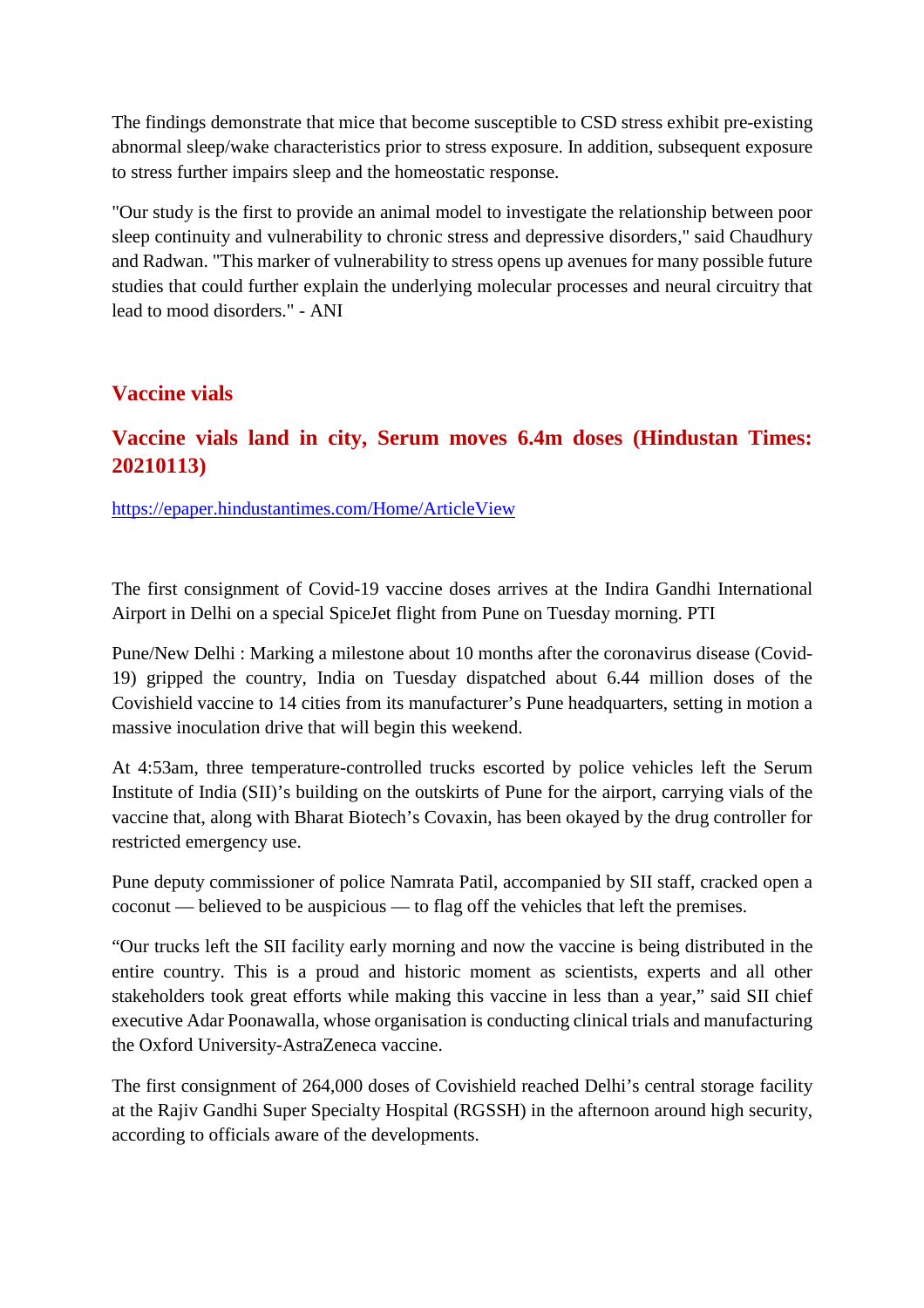The findings demonstrate that mice that become susceptible to CSD stress exhibit pre-existing abnormal sleep/wake characteristics prior to stress exposure. In addition, subsequent exposure to stress further impairs sleep and the homeostatic response.

"Our study is the first to provide an animal model to investigate the relationship between poor sleep continuity and vulnerability to chronic stress and depressive disorders," said Chaudhury and Radwan. "This marker of vulnerability to stress opens up avenues for many possible future studies that could further explain the underlying molecular processes and neural circuitry that lead to mood disorders." - ANI

## Vaccine vials

### Vaccine vials land in city, Serum moves 6.4m doses (Hindustan Times: 20210113)

https://epaper.hindustantimes.com/Home/ArticleView

The first consignment of Covid-19 vaccine doses arrives at the Indira Gandhi International Airport in Delhi on a special SpiceJet flight from Pune on Tuesday morning. PTI

Pune/New Delhi : Marking a milestone about 10 months after the coronavirus disease (Covid-19) gripped the country, India on Tuesday dispatched about 6.44 million doses of the Covishield vaccine to 14 cities from its manufacturer's Pune headquarters, setting in motion a massive inoculation drive that will begin this weekend.

At 4:53am, three temperature-controlled trucks escorted by police vehicles left the Serum Institute of India (SII)'s building on the outskirts of Pune for the airport, carrying vials of the vaccine that, along with Bharat Biotech's Covaxin, has been okayed by the drug controller for restricted emergency use.

Pune deputy commissioner of police Namrata Patil, accompanied by SII staff, cracked open a coconut — believed to be auspicious — to flag off the vehicles that left the premises.

"Our trucks left the SII facility early morning and now the vaccine is being distributed in the entire country. This is a proud and historic moment as scientists, experts and all other stakeholders took great efforts while making this vaccine in less than a year," said SII chief executive Adar Poonawalla, whose organisation is conducting clinical trials and manufacturing the Oxford University-AstraZeneca vaccine.

The first consignment of 264,000 doses of Covishield reached Delhi's central storage facility at the Rajiv Gandhi Super Specialty Hospital (RGSSH) in the afternoon around high security, according to officials aware of the developments.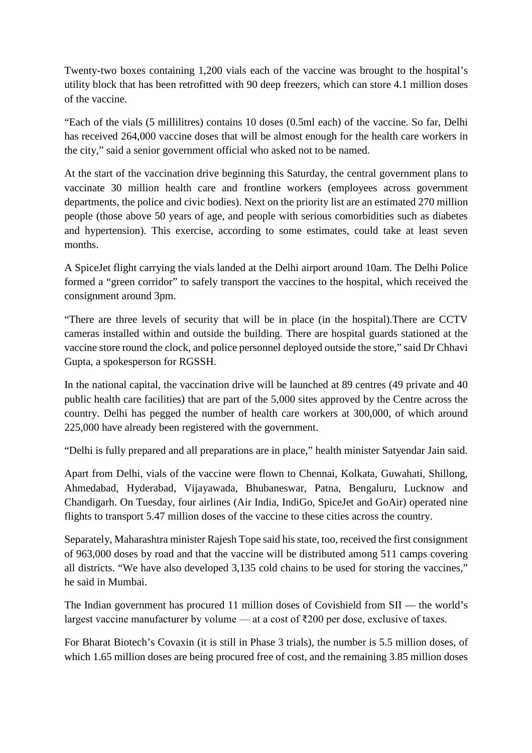Twenty-two boxes containing 1,200 vials each of the vaccine was brought to the hospital's utility block that has been retrofitted with 90 deep freezers, which can store 4.1 million doses of the vaccine.

"Each of the vials (5 millilitres) contains 10 doses (0.5ml each) of the vaccine. So far, Delhi has received 264,000 vaccine doses that will be almost enough for the health care workers in the city," said a senior government official who asked not to be named.

At the start of the vaccination drive beginning this Saturday, the central government plans to vaccinate 30 million health care and frontline workers (employees across government departments, the police and civic bodies). Next on the priority list are an estimated 270 million people (those above 50 years of age, and people with serious comorbidities such as diabetes and hypertension). This exercise, according to some estimates, could take at least seven months.

A SpiceJet flight carrying the vials landed at the Delhi airport around 10am. The Delhi Police formed a "green corridor" to safely transport the vaccines to the hospital, which received the consignment around 3pm.

"There are three levels of security that will be in place (in the hospital).There are CCTV cameras installed within and outside the building. There are hospital guards stationed at the vaccine store round the clock, and police personnel deployed outside the store," said Dr Chhavi Gupta, a spokesperson for RGSSH.

In the national capital, the vaccination drive will be launched at 89 centres (49 private and 40 public health care facilities) that are part of the 5,000 sites approved by the Centre across the country. Delhi has pegged the number of health care workers at 300,000, of which around 225,000 have already been registered with the government.

"Delhi is fully prepared and all preparations are in place," health minister Satyendar Jain said.

Apart from Delhi, vials of the vaccine were flown to Chennai, Kolkata, Guwahati, Shillong, Ahmedabad, Hyderabad, Vijayawada, Bhubaneswar, Patna, Bengaluru, Lucknow and Chandigarh. On Tuesday, four airlines (Air India, IndiGo, SpiceJet and GoAir) operated nine flights to transport 5.47 million doses of the vaccine to these cities across the country.

Separately, Maharashtra minister Rajesh Tope said his state, too, received the first consignment of 963,000 doses by road and that the vaccine will be distributed among 511 camps covering all districts. "We have also developed 3,135 cold chains to be used for storing the vaccines," he said in Mumbai.

The Indian government has procured 11 million doses of Covishield from SII — the world's largest vaccine manufacturer by volume — at a cost of ₹200 per dose, exclusive of taxes.

For Bharat Biotech's Covaxin (it is still in Phase 3 trials), the number is 5.5 million doses, of which 1.65 million doses are being procured free of cost, and the remaining 3.85 million doses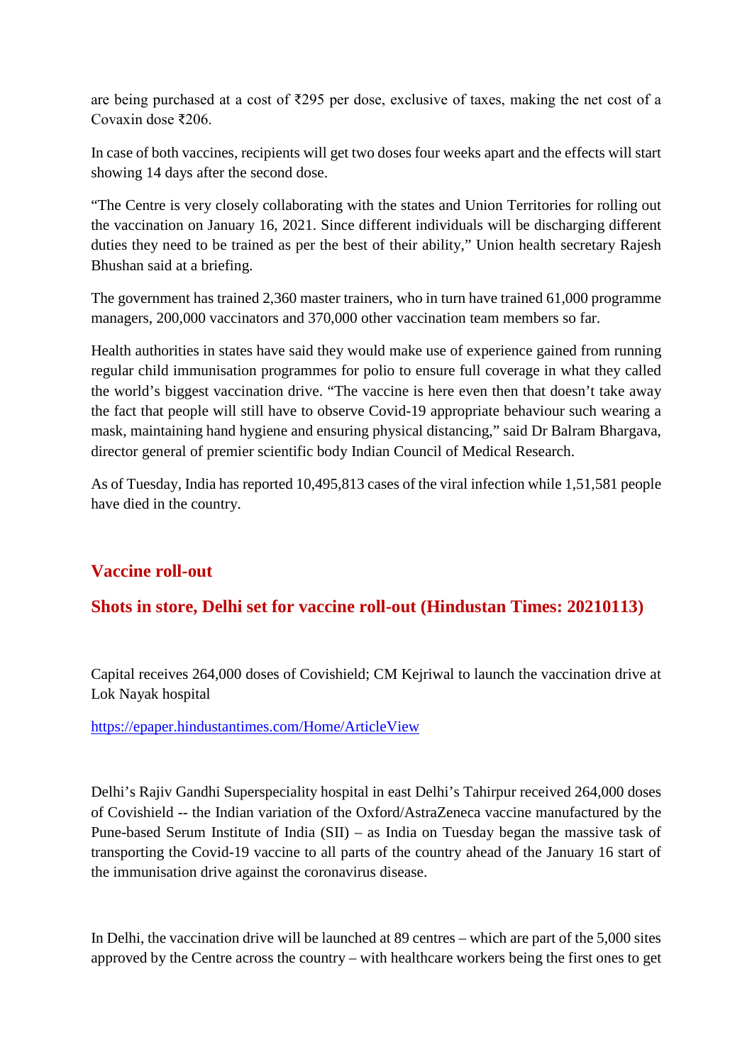are being purchased at a cost of ₹295 per dose, exclusive of taxes, making the net cost of a Covaxin dose ₹206.

In case of both vaccines, recipients will get two doses four weeks apart and the effects will start showing 14 days after the second dose.

"The Centre is very closely collaborating with the states and Union Territories for rolling out the vaccination on January 16, 2021. Since different individuals will be discharging different duties they need to be trained as per the best of their ability," Union health secretary Rajesh Bhushan said at a briefing.

The government has trained 2,360 master trainers, who in turn have trained 61,000 programme managers, 200,000 vaccinators and 370,000 other vaccination team members so far.

Health authorities in states have said they would make use of experience gained from running regular child immunisation programmes for polio to ensure full coverage in what they called the world's biggest vaccination drive. "The vaccine is here even then that doesn't take away the fact that people will still have to observe Covid-19 appropriate behaviour such wearing a mask, maintaining hand hygiene and ensuring physical distancing," said Dr Balram Bhargava, director general of premier scientific body Indian Council of Medical Research.

As of Tuesday, India has reported 10,495,813 cases of the viral infection while 1,51,581 people have died in the country.

## Vaccine roll-out

## Shots in store, Delhi set for vaccine roll-out (Hindustan Times: 20210113)

Capital receives 264,000 doses of Covishield; CM Kejriwal to launch the vaccination drive at Lok Nayak hospital

https://epaper.hindustantimes.com/Home/ArticleView

Delhi's Rajiv Gandhi Superspeciality hospital in east Delhi's Tahirpur received 264,000 doses of Covishield -- the Indian variation of the Oxford/AstraZeneca vaccine manufactured by the Pune-based Serum Institute of India (SII) – as India on Tuesday began the massive task of transporting the Covid-19 vaccine to all parts of the country ahead of the January 16 start of the immunisation drive against the coronavirus disease.

In Delhi, the vaccination drive will be launched at 89 centres – which are part of the 5,000 sites approved by the Centre across the country – with healthcare workers being the first ones to get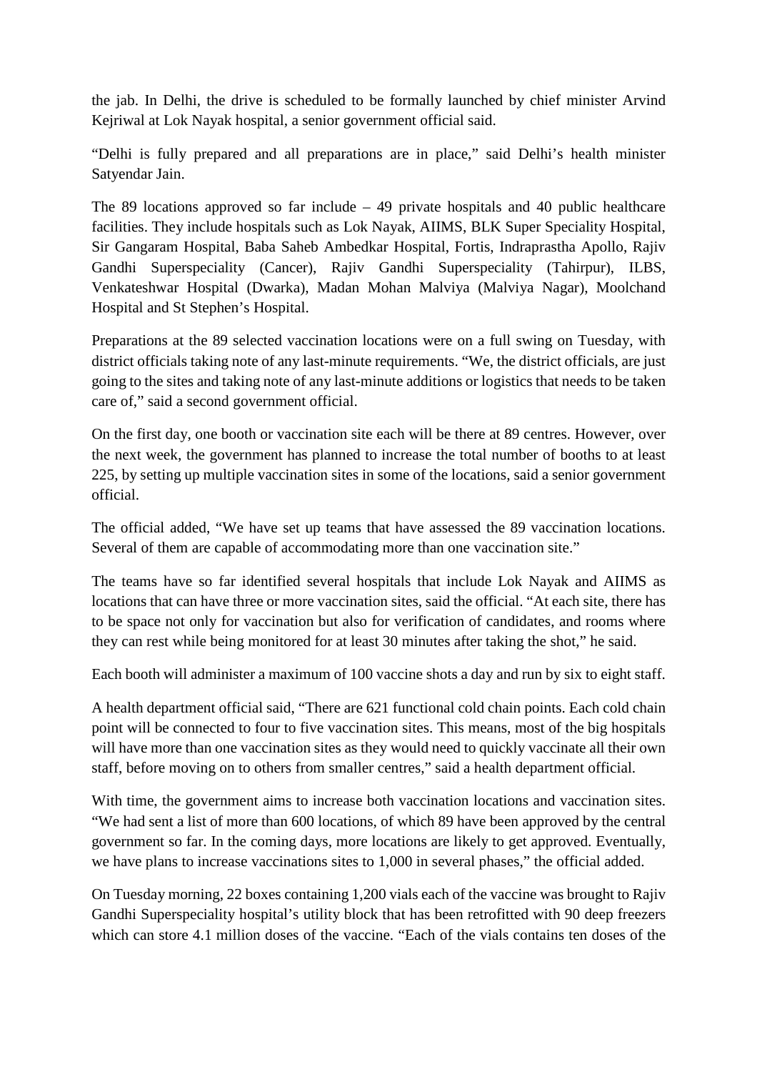the jab. In Delhi, the drive is scheduled to be formally launched by chief minister Arvind Kejriwal at Lok Nayak hospital, a senior government official said.

“Delhi is fully prepared and all preparations are in place,” said Delhi’s health minister Satyendar Jain.

The 89 locations approved so far include – 49 private hospitals and 40 public healthcare facilities. They include hospitals such as Lok Nayak, AIIMS, BLK Super Speciality Hospital, Sir Gangaram Hospital, Baba Saheb Ambedkar Hospital, Fortis, Indraprastha Apollo, Rajiv Gandhi Superspeciality (Cancer), Rajiv Gandhi Superspeciality (Tahirpur), ILBS, Venkateshwar Hospital (Dwarka), Madan Mohan Malviya (Malviya Nagar), Moolchand Hospital and St Stephen’s Hospital.

Preparations at the 89 selected vaccination locations were on a full swing on Tuesday, with district officials taking note of any last-minute requirements. “We, the district officials, are just going to the sites and taking note of any last-minute additions or logistics that needs to be taken care of,” said a second government official.

On the first day, one booth or vaccination site each will be there at 89 centres. However, over the next week, the government has planned to increase the total number of booths to at least 225, by setting up multiple vaccination sites in some of the locations, said a senior government official.

The official added, “We have set up teams that have assessed the 89 vaccination locations. Several of them are capable of accommodating more than one vaccination site.”

The teams have so far identified several hospitals that include Lok Nayak and AIIMS as locations that can have three or more vaccination sites, said the official. “At each site, there has to be space not only for vaccination but also for verification of candidates, and rooms where they can rest while being monitored for at least 30 minutes after taking the shot,” he said.

Each booth will administer a maximum of 100 vaccine shots a day and run by six to eight staff.

A health department official said, “There are 621 functional cold chain points. Each cold chain point will be connected to four to five vaccination sites. This means, most of the big hospitals will have more than one vaccination sites as they would need to quickly vaccinate all their own staff, before moving on to others from smaller centres,” said a health department official.

With time, the government aims to increase both vaccination locations and vaccination sites. “We had sent a list of more than 600 locations, of which 89 have been approved by the central government so far. In the coming days, more locations are likely to get approved. Eventually, we have plans to increase vaccinations sites to 1,000 in several phases,” the official added.

On Tuesday morning, 22 boxes containing 1,200 vials each of the vaccine was brought to Rajiv Gandhi Superspeciality hospital’s utility block that has been retrofitted with 90 deep freezers which can store 4.1 million doses of the vaccine. “Each of the vials contains ten doses of the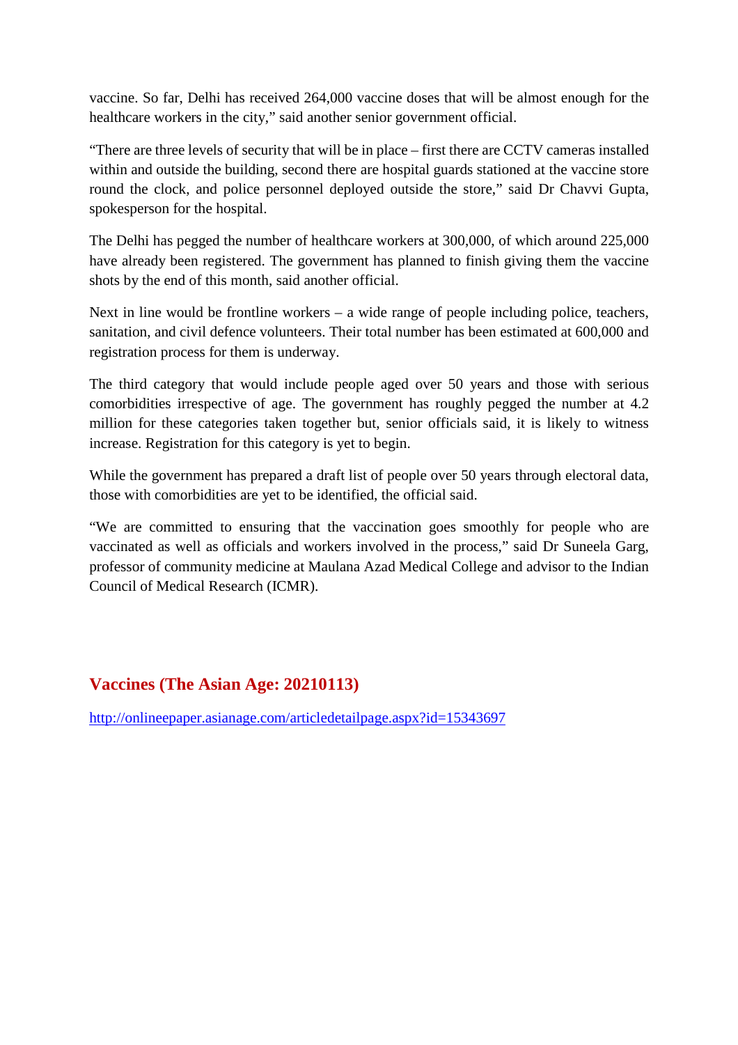vaccine. So far, Delhi has received 264,000 vaccine doses that will be almost enough for the healthcare workers in the city," said another senior government official.

"There are three levels of security that will be in place – first there are CCTV cameras installed within and outside the building, second there are hospital guards stationed at the vaccine store round the clock, and police personnel deployed outside the store," said Dr Chavvi Gupta, spokesperson for the hospital.

The Delhi has pegged the number of healthcare workers at 300,000, of which around 225,000 have already been registered. The government has planned to finish giving them the vaccine shots by the end of this month, said another official.

Next in line would be frontline workers – a wide range of people including police, teachers, sanitation, and civil defence volunteers. Their total number has been estimated at 600,000 and registration process for them is underway.

The third category that would include people aged over 50 years and those with serious comorbidities irrespective of age. The government has roughly pegged the number at 4.2 million for these categories taken together but, senior officials said, it is likely to witness increase. Registration for this category is yet to begin.

While the government has prepared a draft list of people over 50 years through electoral data, those with comorbidities are yet to be identified, the official said.

"We are committed to ensuring that the vaccination goes smoothly for people who are vaccinated as well as officials and workers involved in the process," said Dr Suneela Garg, professor of community medicine at Maulana Azad Medical College and advisor to the Indian Council of Medical Research (ICMR).

## Vaccines (The Asian Age: 20210113)

http://onlineepaper.asianage.com/articledetailpage.aspx?id=15343697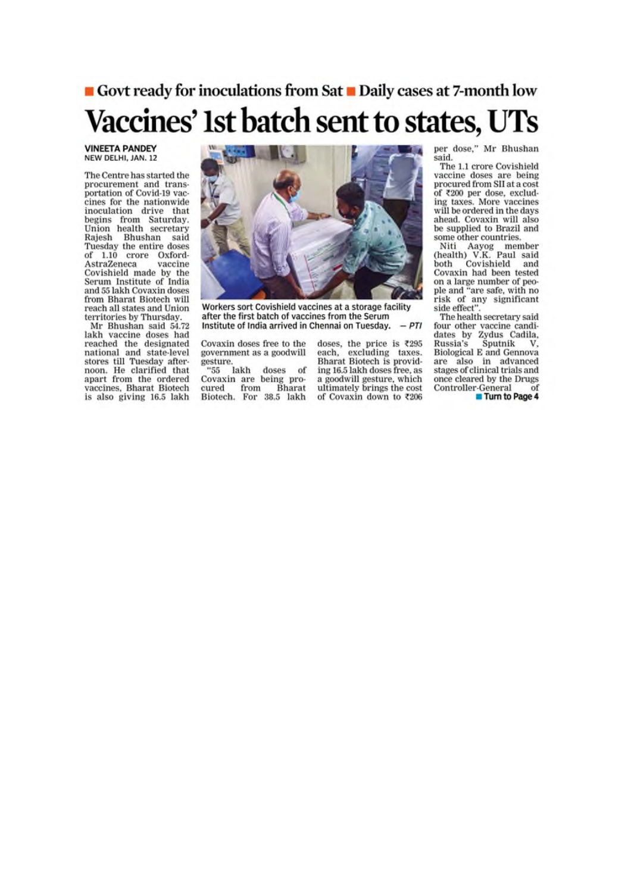■ Govt ready for inoculations from Sat ■ Daily cases at 7-month low

# Vaccines' 1st batch sent to states, UTs

**VINEETA PANDEY**
NEW DELHI, JAN. 12

The Centre has started the procurement and transportation of Covid-19 vaccines for the nationwide inoculation drive that begins from Saturday. Union health secretary Rajesh Bhushan said Tuesday the entire doses of 1.10 crore Oxford-AstraZeneca vaccine Covishield made by the Serum Institute of India and 55 lakh Covaxin doses from Bharat Biotech will reach all states and Union territories by Thursday.

Mr Bhushan said 54.72 lakh vaccine doses had reached the designated national and state-level stores till Tuesday afternoon. He clarified that apart from the ordered vaccines, Bharat Biotech is also giving 16.5 lakh Covaxin doses free to the government as a goodwill gesture.

"55 lakh doses of Covaxin are being procured from Bharat Biotech. For 38.5 lakh doses, the price is ₹295 each, excluding taxes. Bharat Biotech is providing 16.5 lakh doses free, as a goodwill gesture, which ultimately brings the cost of Covaxin down to ₹206 per dose," Mr Bhushan said.

Workers sort Covishield vaccines at a storage facility after the first batch of vaccines from the Serum Institute of India arrived in Chennai on Tuesday. — *PTI*

The 1.1 crore Covishield vaccine doses are being procured from SII at a cost of ₹200 per dose, excluding taxes. More vaccines will be ordered in the days ahead. Covaxin will also be supplied to Brazil and some other countries.

Niti Aayog member (health) V.K. Paul said both Covishield and Covaxin had been tested on a large number of people and "are safe, with no risk of any significant side effect".

The health secretary said four other vaccine candidates by Zydus Cadila, Russia's Sputnik V, Biological E and Gennova are also in advanced stages of clinical trials and once cleared by the Drugs Controller-General of

■ Turn to Page 4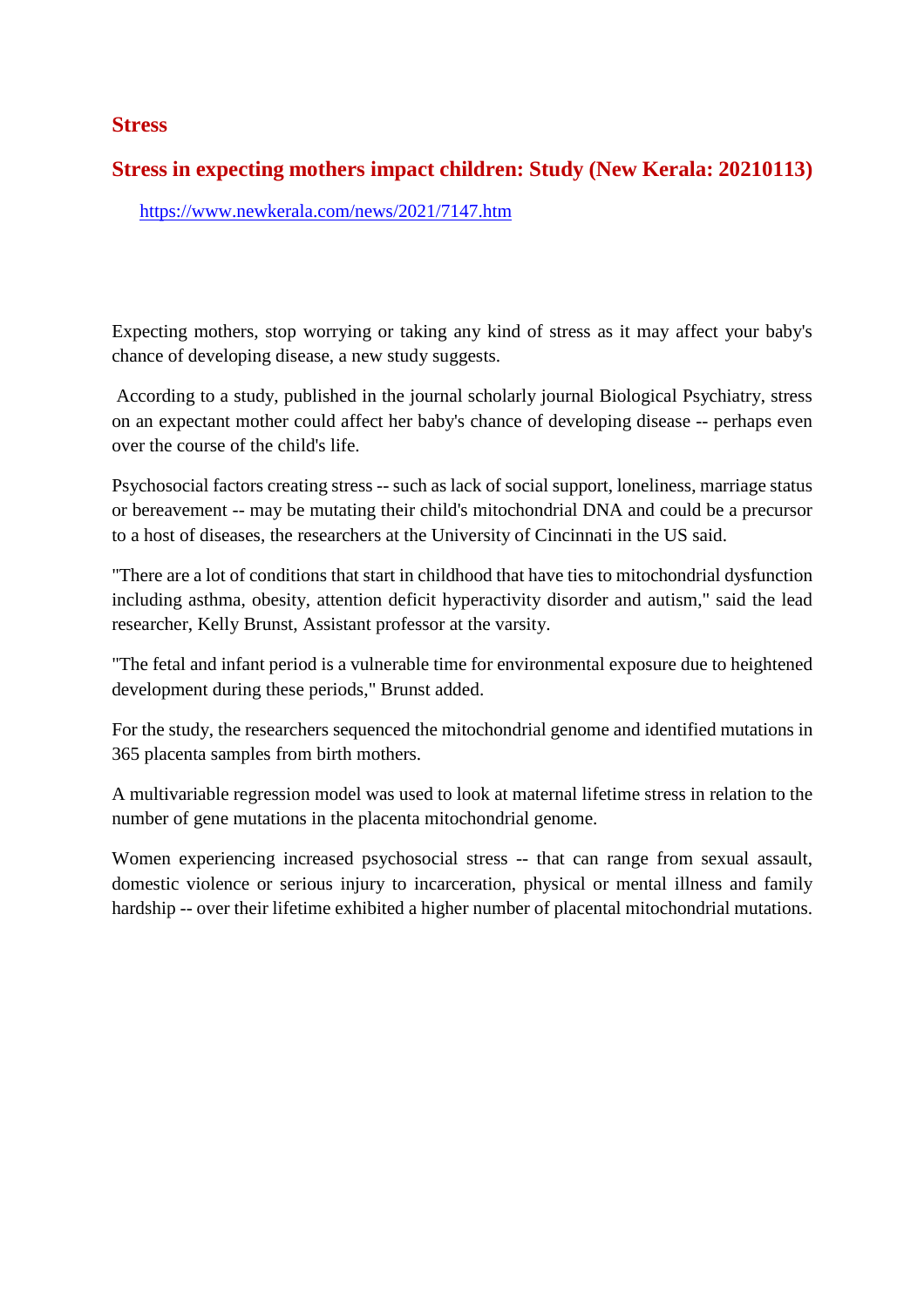## Stress

## Stress in expecting mothers impact children: Study (New Kerala: 20210113)

https://www.newkerala.com/news/2021/7147.htm

Expecting mothers, stop worrying or taking any kind of stress as it may affect your baby's chance of developing disease, a new study suggests.

According to a study, published in the journal scholarly journal Biological Psychiatry, stress on an expectant mother could affect her baby's chance of developing disease -- perhaps even over the course of the child's life.

Psychosocial factors creating stress -- such as lack of social support, loneliness, marriage status or bereavement -- may be mutating their child's mitochondrial DNA and could be a precursor to a host of diseases, the researchers at the University of Cincinnati in the US said.

"There are a lot of conditions that start in childhood that have ties to mitochondrial dysfunction including asthma, obesity, attention deficit hyperactivity disorder and autism," said the lead researcher, Kelly Brunst, Assistant professor at the varsity.

"The fetal and infant period is a vulnerable time for environmental exposure due to heightened development during these periods," Brunst added.

For the study, the researchers sequenced the mitochondrial genome and identified mutations in 365 placenta samples from birth mothers.

A multivariable regression model was used to look at maternal lifetime stress in relation to the number of gene mutations in the placenta mitochondrial genome.

Women experiencing increased psychosocial stress -- that can range from sexual assault, domestic violence or serious injury to incarceration, physical or mental illness and family hardship -- over their lifetime exhibited a higher number of placental mitochondrial mutations.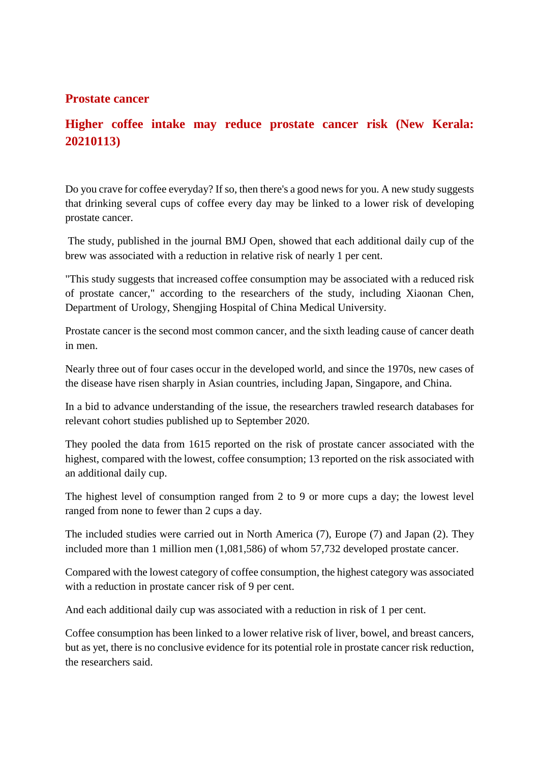## Prostate cancer

### Higher coffee intake may reduce prostate cancer risk (New Kerala: 20210113)

Do you crave for coffee everyday? If so, then there's a good news for you. A new study suggests that drinking several cups of coffee every day may be linked to a lower risk of developing prostate cancer.

The study, published in the journal BMJ Open, showed that each additional daily cup of the brew was associated with a reduction in relative risk of nearly 1 per cent.

"This study suggests that increased coffee consumption may be associated with a reduced risk of prostate cancer," according to the researchers of the study, including Xiaonan Chen, Department of Urology, Shengjing Hospital of China Medical University.

Prostate cancer is the second most common cancer, and the sixth leading cause of cancer death in men.

Nearly three out of four cases occur in the developed world, and since the 1970s, new cases of the disease have risen sharply in Asian countries, including Japan, Singapore, and China.

In a bid to advance understanding of the issue, the researchers trawled research databases for relevant cohort studies published up to September 2020.

They pooled the data from 1615 reported on the risk of prostate cancer associated with the highest, compared with the lowest, coffee consumption; 13 reported on the risk associated with an additional daily cup.

The highest level of consumption ranged from 2 to 9 or more cups a day; the lowest level ranged from none to fewer than 2 cups a day.

The included studies were carried out in North America (7), Europe (7) and Japan (2). They included more than 1 million men (1,081,586) of whom 57,732 developed prostate cancer.

Compared with the lowest category of coffee consumption, the highest category was associated with a reduction in prostate cancer risk of 9 per cent.

And each additional daily cup was associated with a reduction in risk of 1 per cent.

Coffee consumption has been linked to a lower relative risk of liver, bowel, and breast cancers, but as yet, there is no conclusive evidence for its potential role in prostate cancer risk reduction, the researchers said.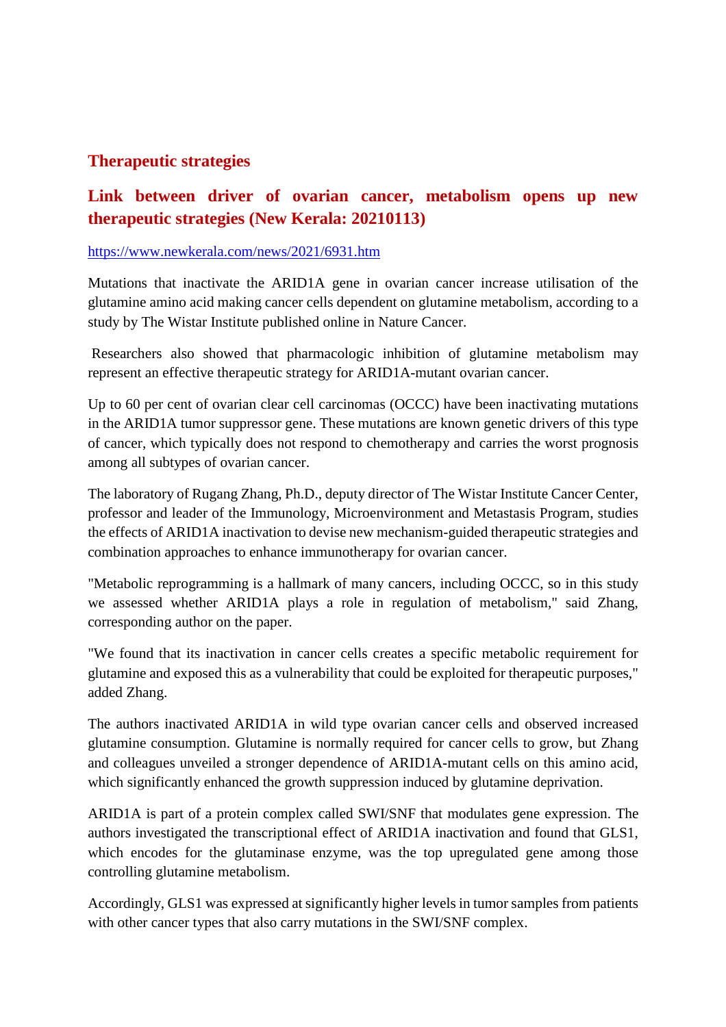## Therapeutic strategies

### Link between driver of ovarian cancer, metabolism opens up new therapeutic strategies (New Kerala: 20210113)

https://www.newkerala.com/news/2021/6931.htm

Mutations that inactivate the ARID1A gene in ovarian cancer increase utilisation of the glutamine amino acid making cancer cells dependent on glutamine metabolism, according to a study by The Wistar Institute published online in Nature Cancer.

Researchers also showed that pharmacologic inhibition of glutamine metabolism may represent an effective therapeutic strategy for ARID1A-mutant ovarian cancer.

Up to 60 per cent of ovarian clear cell carcinomas (OCCC) have been inactivating mutations in the ARID1A tumor suppressor gene. These mutations are known genetic drivers of this type of cancer, which typically does not respond to chemotherapy and carries the worst prognosis among all subtypes of ovarian cancer.

The laboratory of Rugang Zhang, Ph.D., deputy director of The Wistar Institute Cancer Center, professor and leader of the Immunology, Microenvironment and Metastasis Program, studies the effects of ARID1A inactivation to devise new mechanism-guided therapeutic strategies and combination approaches to enhance immunotherapy for ovarian cancer.

"Metabolic reprogramming is a hallmark of many cancers, including OCCC, so in this study we assessed whether ARID1A plays a role in regulation of metabolism," said Zhang, corresponding author on the paper.

"We found that its inactivation in cancer cells creates a specific metabolic requirement for glutamine and exposed this as a vulnerability that could be exploited for therapeutic purposes," added Zhang.

The authors inactivated ARID1A in wild type ovarian cancer cells and observed increased glutamine consumption. Glutamine is normally required for cancer cells to grow, but Zhang and colleagues unveiled a stronger dependence of ARID1A-mutant cells on this amino acid, which significantly enhanced the growth suppression induced by glutamine deprivation.

ARID1A is part of a protein complex called SWI/SNF that modulates gene expression. The authors investigated the transcriptional effect of ARID1A inactivation and found that GLS1, which encodes for the glutaminase enzyme, was the top upregulated gene among those controlling glutamine metabolism.

Accordingly, GLS1 was expressed at significantly higher levels in tumor samples from patients with other cancer types that also carry mutations in the SWI/SNF complex.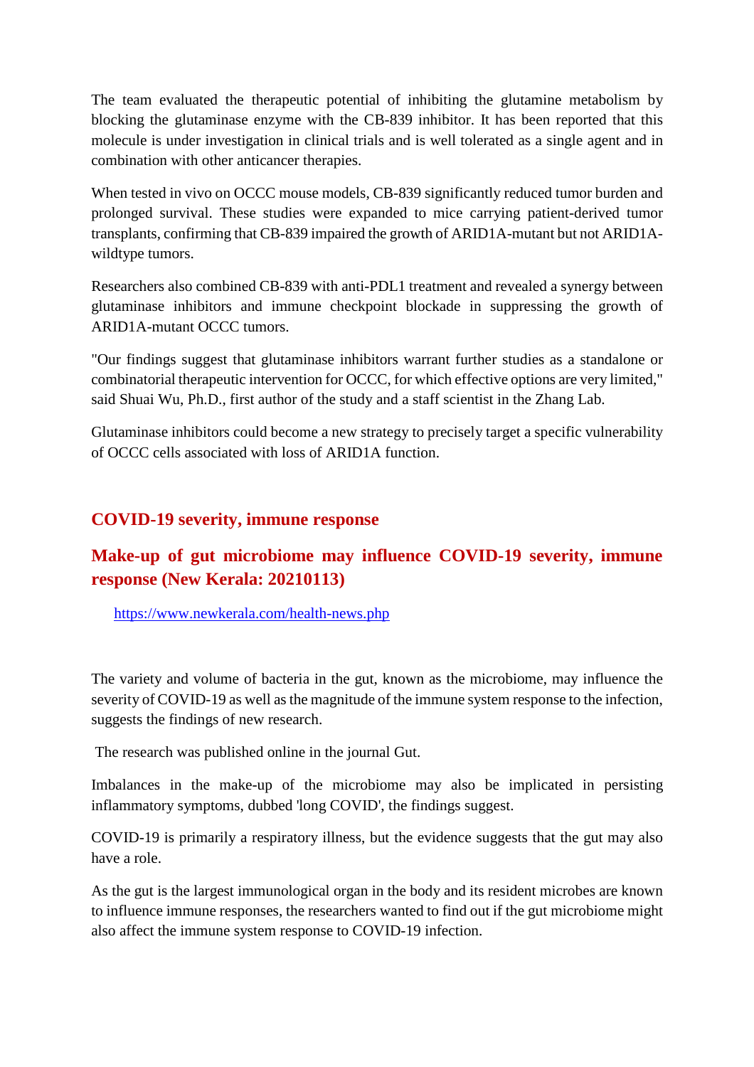The team evaluated the therapeutic potential of inhibiting the glutamine metabolism by blocking the glutaminase enzyme with the CB-839 inhibitor. It has been reported that this molecule is under investigation in clinical trials and is well tolerated as a single agent and in combination with other anticancer therapies.

When tested in vivo on OCCC mouse models, CB-839 significantly reduced tumor burden and prolonged survival. These studies were expanded to mice carrying patient-derived tumor transplants, confirming that CB-839 impaired the growth of ARID1A-mutant but not ARID1A-wildtype tumors.

Researchers also combined CB-839 with anti-PDL1 treatment and revealed a synergy between glutaminase inhibitors and immune checkpoint blockade in suppressing the growth of ARID1A-mutant OCCC tumors.

"Our findings suggest that glutaminase inhibitors warrant further studies as a standalone or combinatorial therapeutic intervention for OCCC, for which effective options are very limited," said Shuai Wu, Ph.D., first author of the study and a staff scientist in the Zhang Lab.

Glutaminase inhibitors could become a new strategy to precisely target a specific vulnerability of OCCC cells associated with loss of ARID1A function.

## COVID-19 severity, immune response

### Make-up of gut microbiome may influence COVID-19 severity, immune response (New Kerala: 20210113)

https://www.newkerala.com/health-news.php

The variety and volume of bacteria in the gut, known as the microbiome, may influence the severity of COVID-19 as well as the magnitude of the immune system response to the infection, suggests the findings of new research.

The research was published online in the journal Gut.

Imbalances in the make-up of the microbiome may also be implicated in persisting inflammatory symptoms, dubbed 'long COVID', the findings suggest.

COVID-19 is primarily a respiratory illness, but the evidence suggests that the gut may also have a role.

As the gut is the largest immunological organ in the body and its resident microbes are known to influence immune responses, the researchers wanted to find out if the gut microbiome might also affect the immune system response to COVID-19 infection.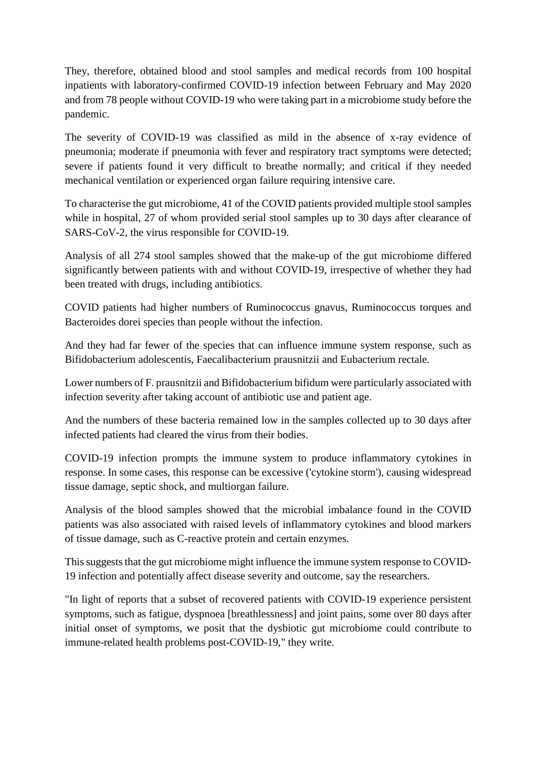They, therefore, obtained blood and stool samples and medical records from 100 hospital inpatients with laboratory-confirmed COVID-19 infection between February and May 2020 and from 78 people without COVID-19 who were taking part in a microbiome study before the pandemic.

The severity of COVID-19 was classified as mild in the absence of x-ray evidence of pneumonia; moderate if pneumonia with fever and respiratory tract symptoms were detected; severe if patients found it very difficult to breathe normally; and critical if they needed mechanical ventilation or experienced organ failure requiring intensive care.

To characterise the gut microbiome, 41 of the COVID patients provided multiple stool samples while in hospital, 27 of whom provided serial stool samples up to 30 days after clearance of SARS-CoV-2, the virus responsible for COVID-19.

Analysis of all 274 stool samples showed that the make-up of the gut microbiome differed significantly between patients with and without COVID-19, irrespective of whether they had been treated with drugs, including antibiotics.

COVID patients had higher numbers of Ruminococcus gnavus, Ruminococcus torques and Bacteroides dorei species than people without the infection.

And they had far fewer of the species that can influence immune system response, such as Bifidobacterium adolescentis, Faecalibacterium prausnitzii and Eubacterium rectale.

Lower numbers of F. prausnitzii and Bifidobacterium bifidum were particularly associated with infection severity after taking account of antibiotic use and patient age.

And the numbers of these bacteria remained low in the samples collected up to 30 days after infected patients had cleared the virus from their bodies.

COVID-19 infection prompts the immune system to produce inflammatory cytokines in response. In some cases, this response can be excessive ('cytokine storm'), causing widespread tissue damage, septic shock, and multiorgan failure.

Analysis of the blood samples showed that the microbial imbalance found in the COVID patients was also associated with raised levels of inflammatory cytokines and blood markers of tissue damage, such as C-reactive protein and certain enzymes.

This suggests that the gut microbiome might influence the immune system response to COVID-19 infection and potentially affect disease severity and outcome, say the researchers.

"In light of reports that a subset of recovered patients with COVID-19 experience persistent symptoms, such as fatigue, dyspnoea [breathlessness] and joint pains, some over 80 days after initial onset of symptoms, we posit that the dysbiotic gut microbiome could contribute to immune-related health problems post-COVID-19," they write.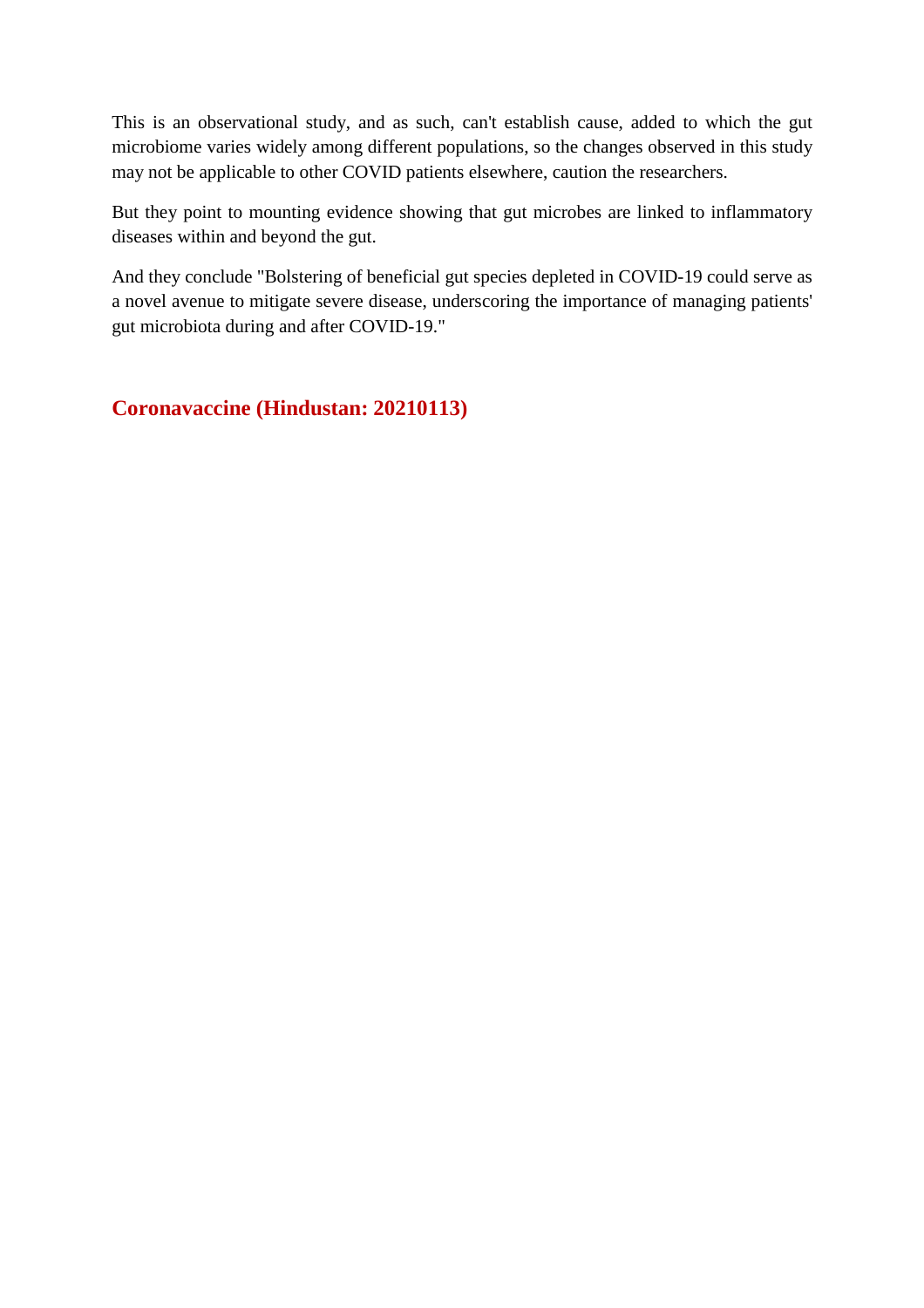This is an observational study, and as such, can't establish cause, added to which the gut microbiome varies widely among different populations, so the changes observed in this study may not be applicable to other COVID patients elsewhere, caution the researchers.

But they point to mounting evidence showing that gut microbes are linked to inflammatory diseases within and beyond the gut.

And they conclude "Bolstering of beneficial gut species depleted in COVID-19 could serve as a novel avenue to mitigate severe disease, underscoring the importance of managing patients' gut microbiota during and after COVID-19."

## Coronavaccine (Hindustan: 20210113)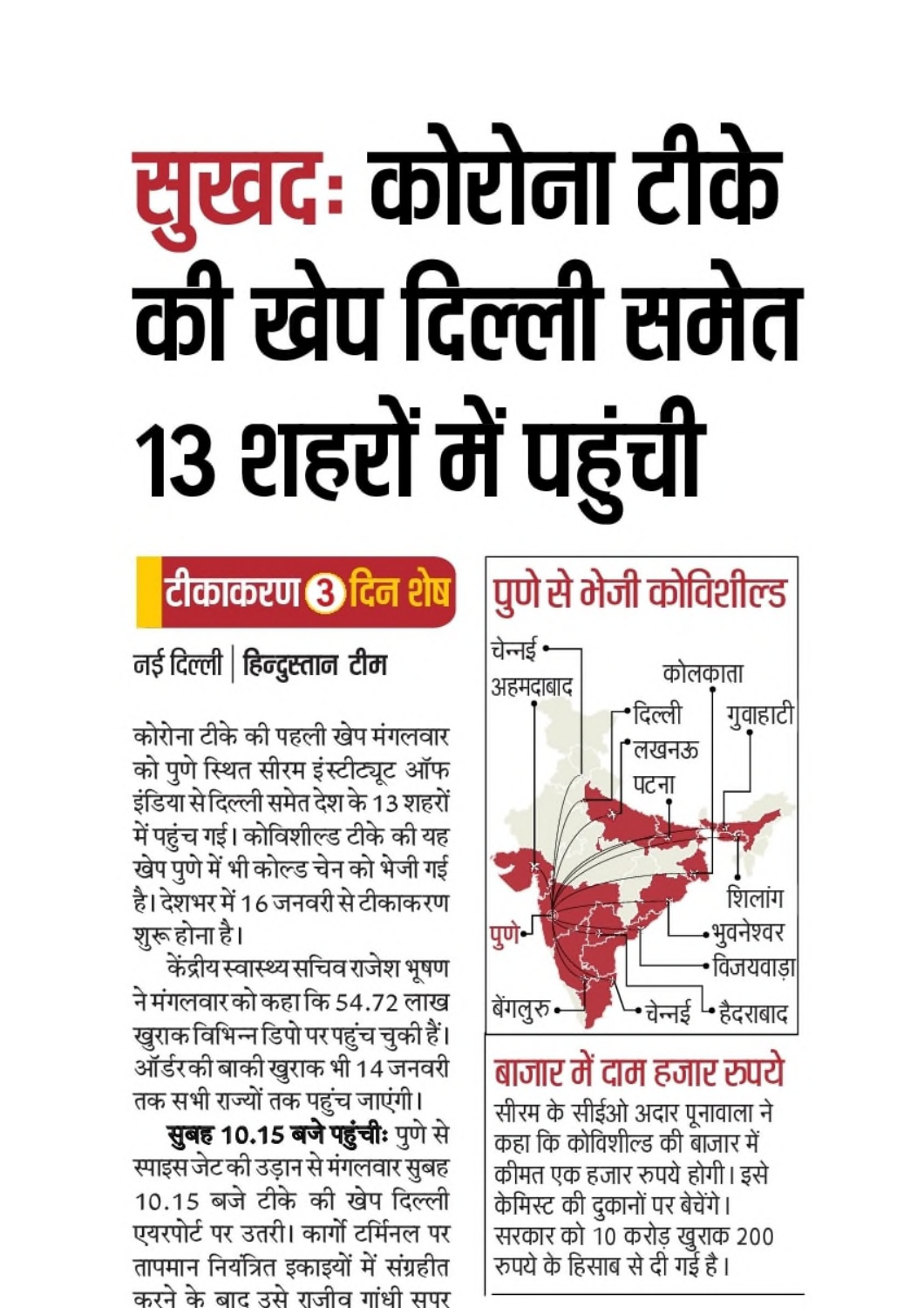# सुखदः कोरोना टीके की खेप दिल्ली समेत 13 शहरों में पहुंची

**टीकाकरण 3 दिन शेष**

नई दिल्ली | **हिन्दुस्तान टीम**

कोरोना टीके की पहली खेप मंगलवार को पुणे स्थित सीरम इंस्टीट्यूट ऑफ इंडिया से दिल्ली समेत देश के 13 शहरों में पहुंच गई। कोविशील्ड टीके की यह खेप पुणे में भी कोल्ड चेन को भेजी गई है। देशभर में 16 जनवरी से टीकाकरण शुरू होना है।

केंद्रीय स्वास्थ्य सचिव राजेश भूषण ने मंगलवार को कहा कि 54.72 लाख खुराक विभिन्न डिपो पर पहुंच चुकी हैं। ऑर्डर की बाकी खुराक भी 14 जनवरी तक सभी राज्यों तक पहुंच जाएंगी।

**सुबह 10.15 बजे पहुंचीः** पुणे से स्पाइसजेट की उड़ान से मंगलवार सुबह 10.15 बजे टीके की खेप दिल्ली एयरपोर्ट पर उतरी। कार्गो टर्मिनल पर तापमान नियंत्रित इकाइयों में संग्रहीत करने के बाद उसे राजीव गांधी सुपर

## पुणे से भेजी कोविशील्ड

चेन्नई
अहमदाबाद
कोलकाता
दिल्ली
गुवाहाटी
लखनऊ
पटना
शिलांग
पुणे
भुवनेश्वर
विजयवाड़ा
बेंगलुरु
चेन्नई
हैदराबाद

## बाजार में दाम हजार रुपये

सीरम के सीईओ अदार पूनावाला ने कहा कि कोविशील्ड की बाजार में कीमत एक हजार रुपये होगी। इसे केमिस्ट की दुकानों पर बेचेंगे। सरकार को 10 करोड़ खुराक 200 रुपये के हिसाब से दी गई है।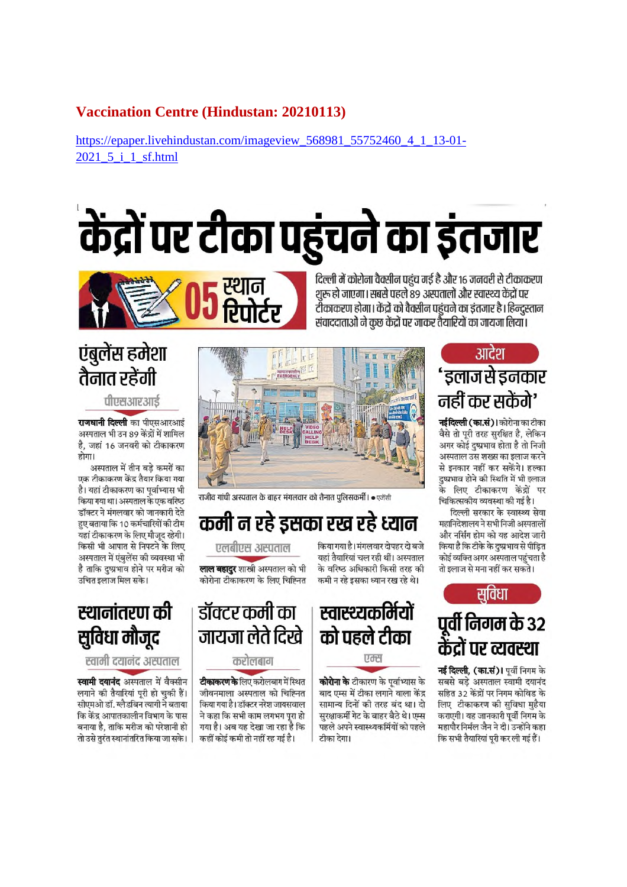## Vaccination Centre (Hindustan: 20210113)

https://epaper.livehindustan.com/imageview_568981_55752460_4_1_13-01-2021_5_i_1_sf.html

# केंद्रों पर टीका पहुंचने का इंतजार

**05 स्थान रिपोर्टर**

दिल्ली में कोरोना वैक्सीन पहुंच गई है और 16 जनवरी से टीकाकरण शुरू हो जाएगा। सबसे पहले 89 अस्पतालों और स्वास्थ्य केंद्रों पर टीकाकरण होगा। केंद्रों को वैक्सीन पहुंचने का इंतजार है। हिन्दुस्तान संवाददाताओं ने कुछ केंद्रों पर जाकर तैयारियों का जायजा लिया।

## एंबुलेंस हमेशा तैनात रहेंगी

### पीएसआरआई

**राजधानी दिल्ली** का पीएसआरआई अस्पताल भी उन 89 केंद्रों में शामिल है, जहां 16 जनवरी को टीकाकरण होगा।

अस्पताल में तीन बड़े कमरों का एक टीकाकरण केंद्र तैयार किया गया है। यहां टीकाकरण का पूर्वाभ्यास भी किया गया था। अस्पताल के एक वरिष्ठ डॉक्टर ने मंगलवार को जानकारी देते हुए बताया कि 10 कर्मचारियों की टीम यहां टीकाकरण के लिए मौजूद रहेगी। किसी भी आपात से निपटने के लिए अस्पताल में एंबुलेंस की व्यवस्था भी है ताकि दुष्प्रभाव होने पर मरीज को उचित इलाज मिल सके।

राजीव गांधी अस्पताल के बाहर मंगलवार को तैनात पुलिसकर्मी। ● एजेंसी

## कमी न रहे इसका रख रहे ध्यान

### एलबीएस अस्पताल

**लाल बहादुर** शास्त्री अस्पताल को भी कोरोना टीकाकरण के लिए चिह्नित किया गया है। मंगलवार दोपहर दो बजे यहां तैयारियां चल रही थीं। अस्पताल के वरिष्ठ अधिकारी किसी तरह की कमी न रहे इसका ध्यान रख रहे थे।

## आदेश

## 'इलाज से इनकार नहीं कर सकेंगे'

**नई दिल्ली (का.सं.)।** कोरोना का टीका वैसे तो पूरी तरह सुरक्षित है, लेकिन अगर कोई दुष्प्रभाव होता है तो निजी अस्पताल उस शख्स का इलाज करने से इनकार नहीं कर सकेंगे। हल्का दुष्प्रभाव होने की स्थिति में भी इलाज के लिए टीकाकरण केंद्रों पर चिकित्सकीय व्यवस्था की गई है।

दिल्ली सरकार के स्वास्थ्य सेवा महानिदेशालय ने सभी निजी अस्पतालों और नर्सिंग होम को यह आदेश जारी किया है कि टीके के दुष्प्रभाव से पीड़ित कोई व्यक्ति अगर अस्पताल पहुंचता है तो इलाज से मना नहीं कर सकते।

## स्थानांतरण की सुविधा मौजूद

### स्वामी दयानंद अस्पताल

**स्वामी दयानंद** अस्पताल में वैक्सीन लगाने की तैयारियां पूरी हो चुकी हैं। सीएमओ डॉ. ग्लैडबिन त्यागी ने बताया कि केंद्र आपातकालीन विभाग के पास बनाया है, ताकि मरीज को परेशानी हो तो उसे तुरंत स्थानांतरित किया जा सके।

## डॉक्टर कमी का जायजा लेते दिखे

### करोलबाग

**टीकाकरण के** लिए करोलबाग में स्थित जीवनमाला अस्पताल को चिह्नित किया गया है। डॉक्टर नरेश जायसवाल ने कहा कि सभी काम लगभग पूरा हो गया है। अब यह देखा जा रहा है कि कहीं कोई कमी तो नहीं रह गई है।

## स्वास्थ्यकर्मियों को पहले टीका

### एम्स

**कोरोना के** टीकारण के पूर्वाभ्यास के बाद एम्स में टीका लगाने वाला केंद्र सामान्य दिनों की तरह बंद था। दो सुरक्षाकर्मी गेट के बाहर बैठे थे। एम्स पहले अपने स्वास्थ्यकर्मियों को पहले टीका देगा।

## सुविधा

## पूर्वी निगम के 32 केंद्रों पर व्यवस्था

**नई दिल्ली, (का.सं.)।** पूर्वी निगम के सबसे बड़े अस्पताल स्वामी दयानंद सहित 32 केंद्रों पर निगम कोविड के लिए टीकाकरण की सुविधा मुहैया कराएगी। यह जानकारी पूर्वी निगम के महापौर निर्मल जैन ने दी। उन्होंने कहा कि सभी तैयारियां पूरी कर ली गई हैं।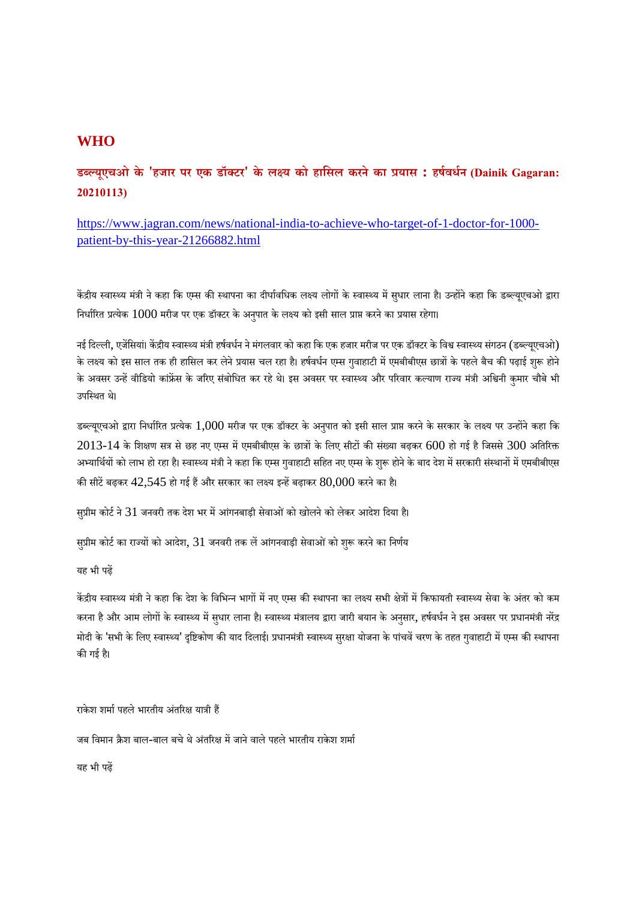## WHO

### डब्ल्यूएचओ के 'हजार पर एक डॉक्टर' के लक्ष्य को हासिल करने का प्रयास : हर्षवर्धन (Dainik Gagaran: 20210113)

https://www.jagran.com/news/national-india-to-achieve-who-target-of-1-doctor-for-1000-patient-by-this-year-21266882.html

केंद्रीय स्वास्थ्य मंत्री ने कहा कि एम्स की स्थापना का दीर्घावधिक लक्ष्य लोगों के स्वास्थ्य में सुधार लाना है। उन्होंने कहा कि डब्ल्यूएचओ द्वारा निर्धारित प्रत्येक 1000 मरीज पर एक डॉक्टर के अनुपात के लक्ष्य को इसी साल प्राप्त करने का प्रयास रहेगा।

नई दिल्ली, एजेंसियां। केंद्रीय स्वास्थ्य मंत्री हर्षवर्धन ने मंगलवार को कहा कि एक हजार मरीज पर एक डॉक्टर के विश्व स्वास्थ्य संगठन (डब्ल्यूएचओ) के लक्ष्य को इस साल तक ही हासिल कर लेने प्रयास चल रहा है। हर्षवर्धन एम्स गुवाहाटी में एमबीबीएस छात्रों के पहले बैच की पढ़ाई शुरू होने के अवसर उन्हें वीडियो कांफ्रेंस के जरिए संबोधित कर रहे थे। इस अवसर पर स्वास्थ्य और परिवार कल्याण राज्य मंत्री अश्विनी कुमार चौबे भी उपस्थित थे।

डब्ल्यूएचओ द्वारा निर्धारित प्रत्येक 1,000 मरीज पर एक डॉक्टर के अनुपात को इसी साल प्राप्त करने के सरकार के लक्ष्य पर उन्होंने कहा कि 2013-14 के शिक्षण सत्र से छह नए एम्स में एमबीबीएस के छात्रों के लिए सीटों की संख्या बढ़कर 600 हो गई है जिससे 300 अतिरिक्त अभ्यार्थियों को लाभ हो रहा है। स्वास्थ्य मंत्री ने कहा कि एम्स गुवाहाटी सहित नए एम्स के शुरू होने के बाद देश में सरकारी संस्थानों में एमबीबीएस की सीटें बढ़कर 42,545 हो गई हैं और सरकार का लक्ष्य इन्हें बढ़ाकर 80,000 करने का है।

सुप्रीम कोर्ट ने 31 जनवरी तक देश भर में आंगनबाड़ी सेवाओं को खोलने को लेकर आदेश दिया है।

सुप्रीम कोर्ट का राज्यों को आदेश, 31 जनवरी तक लें आंगनवाड़ी सेवाओं को शुरू करने का निर्णय

यह भी पढ़ें

केंद्रीय स्वास्थ्य मंत्री ने कहा कि देश के विभिन्न भागों में नए एम्स की स्थापना का लक्ष्य सभी क्षेत्रों में किफायती स्वास्थ्य सेवा के अंतर को कम करना है और आम लोगों के स्वास्थ्य में सुधार लाना है। स्वास्थ्य मंत्रालय द्वारा जारी बयान के अनुसार, हर्षवर्धन ने इस अवसर पर प्रधानमंत्री नरेंद्र मोदी के 'सभी के लिए स्वास्थ्य' दृष्टिकोण की याद दिलाई। प्रधानमंत्री स्वास्थ्य सुरक्षा योजना के पांचवें चरण के तहत गुवाहाटी में एम्स की स्थापना की गई है।

राकेश शर्मा पहले भारतीय अंतरिक्ष यात्री हैं

जब विमान क्रैश बाल-बाल बचे थे अंतरिक्ष में जाने वाले पहले भारतीय राकेश शर्मा

यह भी पढ़ें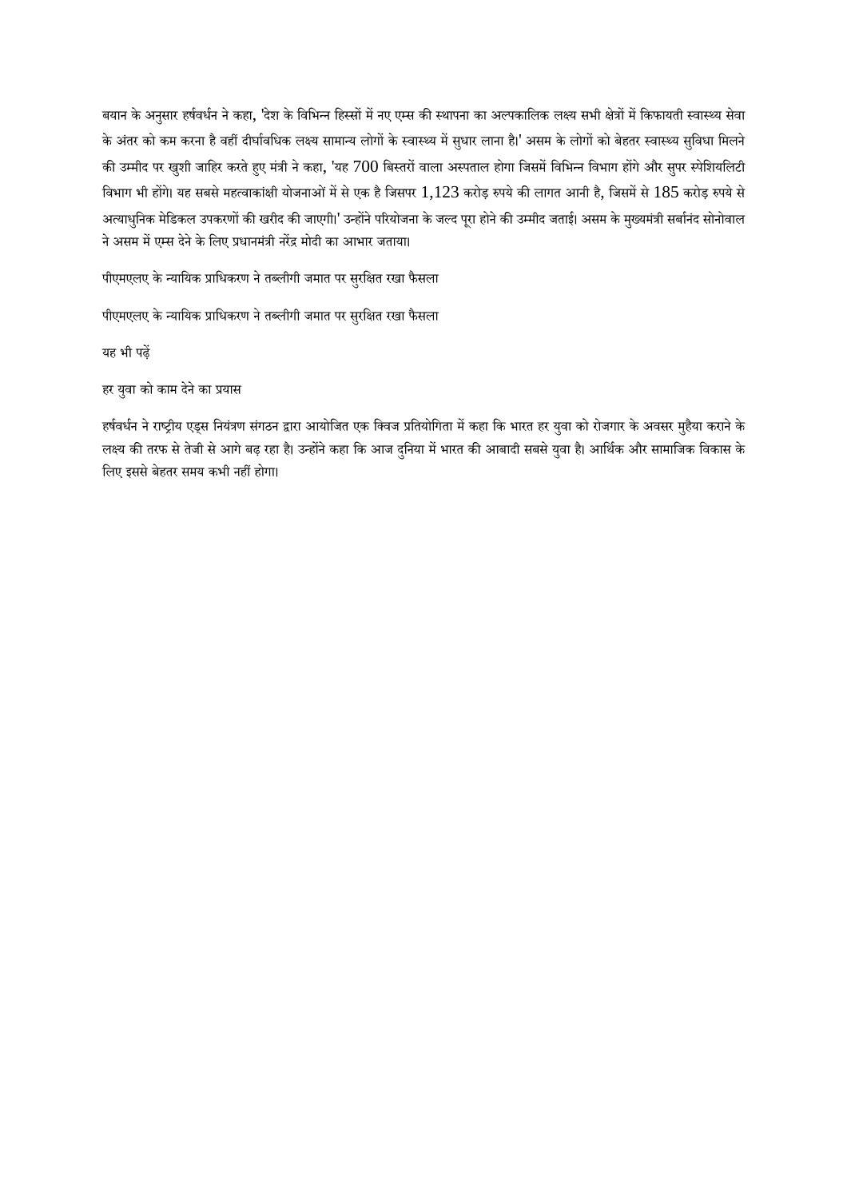बयान के अनुसार हर्षवर्धन ने कहा, 'देश के विभिन्न हिस्सों में नए एम्स की स्थापना का अल्पकालिक लक्ष्य सभी क्षेत्रों में किफायती स्वास्थ्य सेवा के अंतर को कम करना है वहीं दीर्घावधिक लक्ष्य सामान्य लोगों के स्वास्थ्य में सुधार लाना है।' असम के लोगों को बेहतर स्वास्थ्य सुविधा मिलने की उम्मीद पर खुशी जाहिर करते हुए मंत्री ने कहा, 'यह 700 बिस्तरों वाला अस्पताल होगा जिसमें विभिन्न विभाग होंगे और सुपर स्पेशियलिटी विभाग भी होंगे। यह सबसे महत्वाकांक्षी योजनाओं में से एक है जिसपर 1,123 करोड़ रुपये की लागत आनी है, जिसमें से 185 करोड़ रुपये से अत्याधुनिक मेडिकल उपकरणों की खरीद की जाएगी।' उन्होंने परियोजना के जल्द पूरा होने की उम्मीद जताई। असम के मुख्यमंत्री सर्बानंद सोनोवाल ने असम में एम्स देने के लिए प्रधानमंत्री नरेंद्र मोदी का आभार जताया।

पीएमएलए के न्यायिक प्राधिकरण ने तब्लीगी जमात पर सुरक्षित रखा फैसला

पीएमएलए के न्यायिक प्राधिकरण ने तब्लीगी जमात पर सुरक्षित रखा फैसला

यह भी पढ़ें

हर युवा को काम देने का प्रयास

हर्षवर्धन ने राष्ट्रीय एड्स नियंत्रण संगठन द्वारा आयोजित एक क्विज प्रतियोगिता में कहा कि भारत हर युवा को रोजगार के अवसर मुहैया कराने के लक्ष्य की तरफ से तेजी से आगे बढ़ रहा है। उन्होंने कहा कि आज दुनिया में भारत की आबादी सबसे युवा है। आर्थिक और सामाजिक विकास के लिए इससे बेहतर समय कभी नहीं होगा।